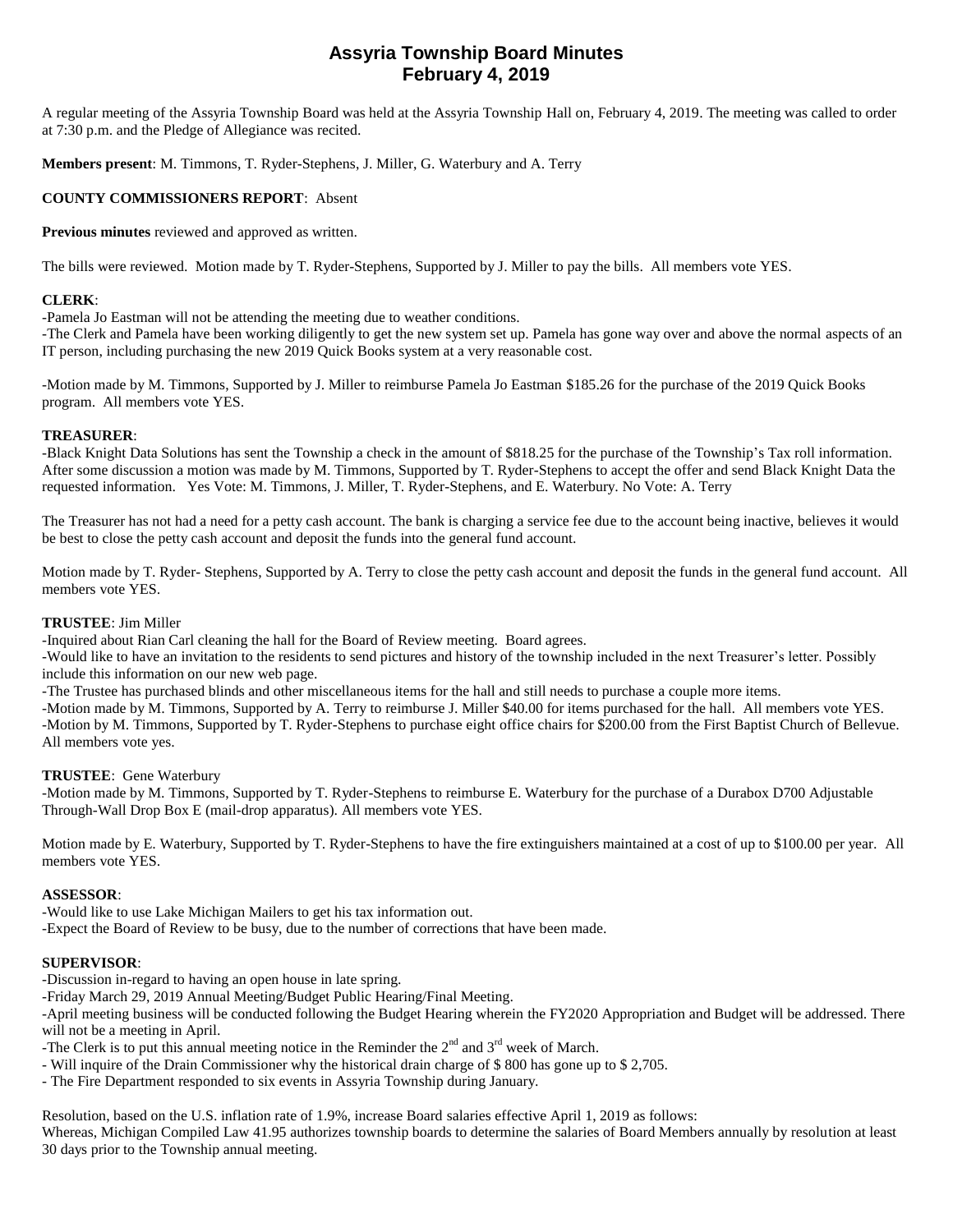# Assyria Township Board Minutes
# February 4, 2019

A regular meeting of the Assyria Township Board was held at the Assyria Township Hall on, February 4, 2019. The meeting was called to order at 7:30 p.m. and the Pledge of Allegiance was recited.

**Members present**: M. Timmons, T. Ryder-Stephens, J. Miller, G. Waterbury and A. Terry

**COUNTY COMMISSIONERS REPORT**: Absent

**Previous minutes** reviewed and approved as written.

The bills were reviewed. Motion made by T. Ryder-Stephens, Supported by J. Miller to pay the bills. All members vote YES.

**CLERK**:

-Pamela Jo Eastman will not be attending the meeting due to weather conditions.

-The Clerk and Pamela have been working diligently to get the new system set up. Pamela has gone way over and above the normal aspects of an IT person, including purchasing the new 2019 Quick Books system at a very reasonable cost.

-Motion made by M. Timmons, Supported by J. Miller to reimburse Pamela Jo Eastman $185.26 for the purchase of the 2019 Quick Books program. All members vote YES.

**TREASURER**:

-Black Knight Data Solutions has sent the Township a check in the amount of $818.25 for the purchase of the Township's Tax roll information. After some discussion a motion was made by M. Timmons, Supported by T. Ryder-Stephens to accept the offer and send Black Knight Data the requested information. Yes Vote: M. Timmons, J. Miller, T. Ryder-Stephens, and E. Waterbury. No Vote: A. Terry

The Treasurer has not had a need for a petty cash account. The bank is charging a service fee due to the account being inactive, believes it would be best to close the petty cash account and deposit the funds into the general fund account.

Motion made by T. Ryder- Stephens, Supported by A. Terry to close the petty cash account and deposit the funds in the general fund account. All members vote YES.

**TRUSTEE**: Jim Miller

-Inquired about Rian Carl cleaning the hall for the Board of Review meeting. Board agrees.

-Would like to have an invitation to the residents to send pictures and history of the township included in the next Treasurer's letter. Possibly include this information on our new web page.

-The Trustee has purchased blinds and other miscellaneous items for the hall and still needs to purchase a couple more items.

-Motion made by M. Timmons, Supported by A. Terry to reimburse J. Miller $40.00 for items purchased for the hall. All members vote YES.

-Motion by M. Timmons, Supported by T. Ryder-Stephens to purchase eight office chairs for $200.00 from the First Baptist Church of Bellevue. All members vote yes.

**TRUSTEE**: Gene Waterbury

-Motion made by M. Timmons, Supported by T. Ryder-Stephens to reimburse E. Waterbury for the purchase of a Durabox D700 Adjustable Through-Wall Drop Box E (mail-drop apparatus). All members vote YES.

Motion made by E. Waterbury, Supported by T. Ryder-Stephens to have the fire extinguishers maintained at a cost of up to $100.00 per year. All members vote YES.

**ASSESSOR**:

-Would like to use Lake Michigan Mailers to get his tax information out.

-Expect the Board of Review to be busy, due to the number of corrections that have been made.

**SUPERVISOR**:

-Discussion in-regard to having an open house in late spring.

-Friday March 29, 2019 Annual Meeting/Budget Public Hearing/Final Meeting.

-April meeting business will be conducted following the Budget Hearing wherein the FY2020 Appropriation and Budget will be addressed. There will not be a meeting in April.

-The Clerk is to put this annual meeting notice in the Reminder the 2nd and 3rd week of March.

- Will inquire of the Drain Commissioner why the historical drain charge of $ 800 has gone up to $ 2,705.

- The Fire Department responded to six events in Assyria Township during January.

Resolution, based on the U.S. inflation rate of 1.9%, increase Board salaries effective April 1, 2019 as follows:

Whereas, Michigan Compiled Law 41.95 authorizes township boards to determine the salaries of Board Members annually by resolution at least 30 days prior to the Township annual meeting.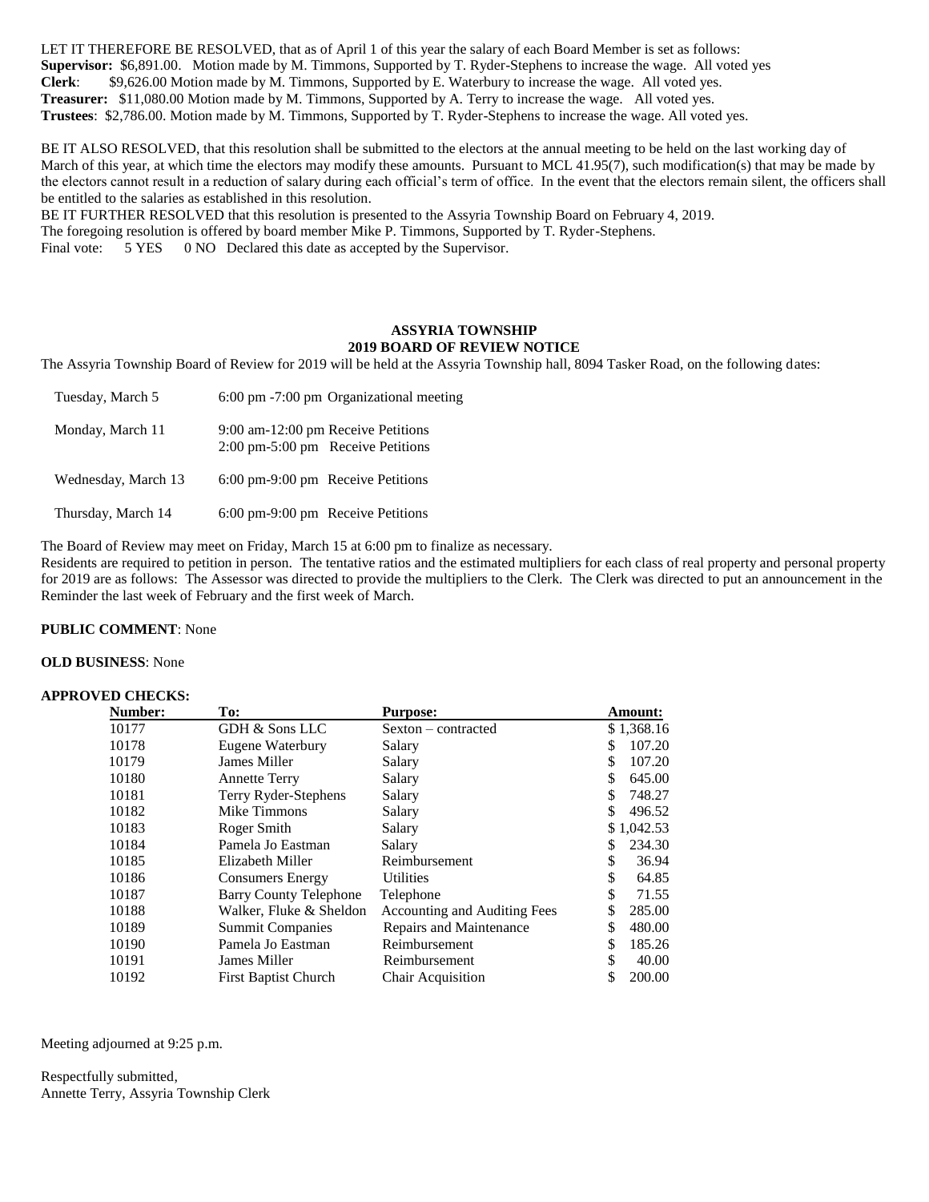LET IT THEREFORE BE RESOLVED, that as of April 1 of this year the salary of each Board Member is set as follows:
**Supervisor:** $6,891.00. Motion made by M. Timmons, Supported by T. Ryder-Stephens to increase the wage. All voted yes
**Clerk**: $9,626.00 Motion made by M. Timmons, Supported by E. Waterbury to increase the wage. All voted yes.
**Treasurer:** $11,080.00 Motion made by M. Timmons, Supported by A. Terry to increase the wage. All voted yes.
**Trustees**: $2,786.00. Motion made by M. Timmons, Supported by T. Ryder-Stephens to increase the wage. All voted yes.

BE IT ALSO RESOLVED, that this resolution shall be submitted to the electors at the annual meeting to be held on the last working day of March of this year, at which time the electors may modify these amounts. Pursuant to MCL 41.95(7), such modification(s) that may be made by the electors cannot result in a reduction of salary during each official's term of office. In the event that the electors remain silent, the officers shall be entitled to the salaries as established in this resolution.
BE IT FURTHER RESOLVED that this resolution is presented to the Assyria Township Board on February 4, 2019.
The foregoing resolution is offered by board member Mike P. Timmons, Supported by T. Ryder-Stephens.
Final vote: 5 YES 0 NO Declared this date as accepted by the Supervisor.

## ASSYRIA TOWNSHIP
## 2019 BOARD OF REVIEW NOTICE

The Assyria Township Board of Review for 2019 will be held at the Assyria Township hall, 8094 Tasker Road, on the following dates:

| | |
|---|---|
| Tuesday, March 5 | 6:00 pm -7:00 pm Organizational meeting |
| Monday, March 11 | 9:00 am-12:00 pm Receive Petitions<br>2:00 pm-5:00 pm Receive Petitions |
| Wednesday, March 13 | 6:00 pm-9:00 pm Receive Petitions |
| Thursday, March 14 | 6:00 pm-9:00 pm Receive Petitions |

The Board of Review may meet on Friday, March 15 at 6:00 pm to finalize as necessary.
Residents are required to petition in person. The tentative ratios and the estimated multipliers for each class of real property and personal property for 2019 are as follows: The Assessor was directed to provide the multipliers to the Clerk. The Clerk was directed to put an announcement in the Reminder the last week of February and the first week of March.

**PUBLIC COMMENT**: None

**OLD BUSINESS**: None

**APPROVED CHECKS:**

| Number: | To: | Purpose: | Amount: |
|---|---|---|---|
| 10177 | GDH & Sons LLC | Sexton – contracted | $ 1,368.16 |
| 10178 | Eugene Waterbury | Salary | $ 107.20 |
| 10179 | James Miller | Salary | $ 107.20 |
| 10180 | Annette Terry | Salary | $ 645.00 |
| 10181 | Terry Ryder-Stephens | Salary | $ 748.27 |
| 10182 | Mike Timmons | Salary | $ 496.52 |
| 10183 | Roger Smith | Salary | $ 1,042.53 |
| 10184 | Pamela Jo Eastman | Salary | $ 234.30 |
| 10185 | Elizabeth Miller | Reimbursement | $ 36.94 |
| 10186 | Consumers Energy | Utilities | $ 64.85 |
| 10187 | Barry County Telephone | Telephone | $ 71.55 |
| 10188 | Walker, Fluke & Sheldon | Accounting and Auditing Fees | $ 285.00 |
| 10189 | Summit Companies | Repairs and Maintenance | $ 480.00 |
| 10190 | Pamela Jo Eastman | Reimbursement | $ 185.26 |
| 10191 | James Miller | Reimbursement | $ 40.00 |
| 10192 | First Baptist Church | Chair Acquisition | $ 200.00 |

Meeting adjourned at 9:25 p.m.

Respectfully submitted,
Annette Terry, Assyria Township Clerk